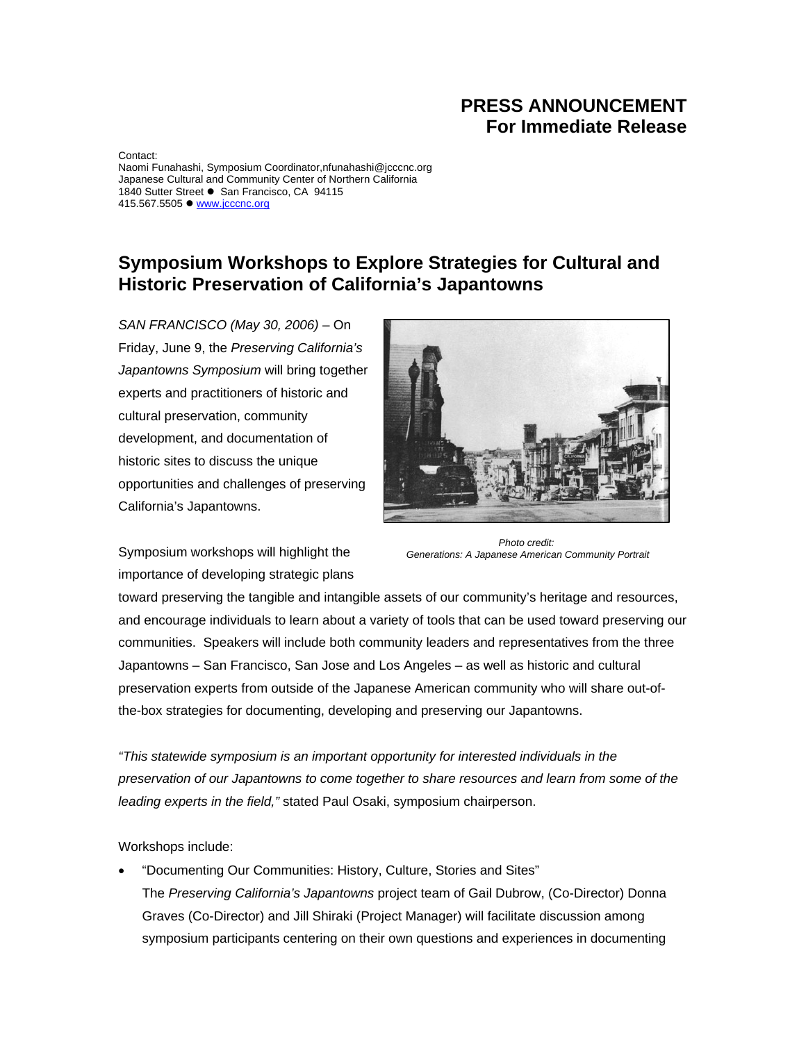**PRESS ANNOUNCEMENT**
**For Immediate Release**

Contact:
Naomi Funahashi, Symposium Coordinator,nfunahashi@jcccnc.org
Japanese Cultural and Community Center of Northern California
1840 Sutter Street ● San Francisco, CA 94115
415.567.5505 ● www.jcccnc.org

## Symposium Workshops to Explore Strategies for Cultural and Historic Preservation of California's Japantowns

*SAN FRANCISCO (May 30, 2006)* – On Friday, June 9, the *Preserving California's Japantowns Symposium* will bring together experts and practitioners of historic and cultural preservation, community development, and documentation of historic sites to discuss the unique opportunities and challenges of preserving California's Japantowns.

*Photo credit:*
*Generations: A Japanese American Community Portrait*

Symposium workshops will highlight the importance of developing strategic plans toward preserving the tangible and intangible assets of our community's heritage and resources, and encourage individuals to learn about a variety of tools that can be used toward preserving our communities. Speakers will include both community leaders and representatives from the three Japantowns – San Francisco, San Jose and Los Angeles – as well as historic and cultural preservation experts from outside of the Japanese American community who will share out-of-the-box strategies for documenting, developing and preserving our Japantowns.

*"This statewide symposium is an important opportunity for interested individuals in the preservation of our Japantowns to come together to share resources and learn from some of the leading experts in the field,"* stated Paul Osaki, symposium chairperson.

Workshops include:

- "Documenting Our Communities: History, Culture, Stories and Sites"
  The *Preserving California's Japantowns* project team of Gail Dubrow, (Co-Director) Donna Graves (Co-Director) and Jill Shiraki (Project Manager) will facilitate discussion among symposium participants centering on their own questions and experiences in documenting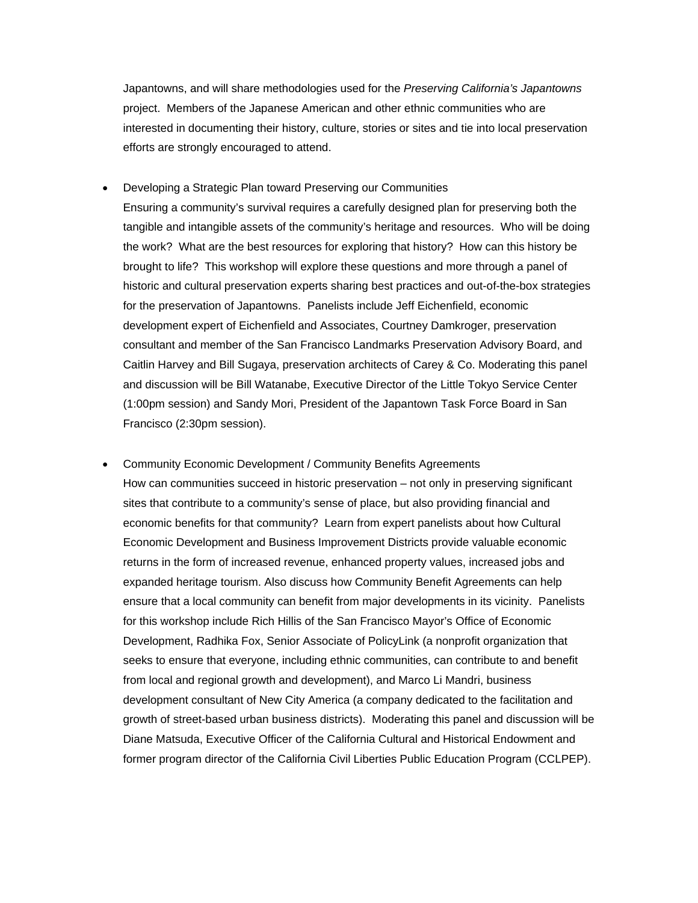Japantowns, and will share methodologies used for the *Preserving California's Japantowns* project. Members of the Japanese American and other ethnic communities who are interested in documenting their history, culture, stories or sites and tie into local preservation efforts are strongly encouraged to attend.

- Developing a Strategic Plan toward Preserving our Communities
  Ensuring a community's survival requires a carefully designed plan for preserving both the tangible and intangible assets of the community's heritage and resources. Who will be doing the work? What are the best resources for exploring that history? How can this history be brought to life? This workshop will explore these questions and more through a panel of historic and cultural preservation experts sharing best practices and out-of-the-box strategies for the preservation of Japantowns. Panelists include Jeff Eichenfield, economic development expert of Eichenfield and Associates, Courtney Damkroger, preservation consultant and member of the San Francisco Landmarks Preservation Advisory Board, and Caitlin Harvey and Bill Sugaya, preservation architects of Carey & Co. Moderating this panel and discussion will be Bill Watanabe, Executive Director of the Little Tokyo Service Center (1:00pm session) and Sandy Mori, President of the Japantown Task Force Board in San Francisco (2:30pm session).

- Community Economic Development / Community Benefits Agreements
  How can communities succeed in historic preservation – not only in preserving significant sites that contribute to a community's sense of place, but also providing financial and economic benefits for that community? Learn from expert panelists about how Cultural Economic Development and Business Improvement Districts provide valuable economic returns in the form of increased revenue, enhanced property values, increased jobs and expanded heritage tourism. Also discuss how Community Benefit Agreements can help ensure that a local community can benefit from major developments in its vicinity. Panelists for this workshop include Rich Hillis of the San Francisco Mayor's Office of Economic Development, Radhika Fox, Senior Associate of PolicyLink (a nonprofit organization that seeks to ensure that everyone, including ethnic communities, can contribute to and benefit from local and regional growth and development), and Marco Li Mandri, business development consultant of New City America (a company dedicated to the facilitation and growth of street-based urban business districts). Moderating this panel and discussion will be Diane Matsuda, Executive Officer of the California Cultural and Historical Endowment and former program director of the California Civil Liberties Public Education Program (CCLPEP).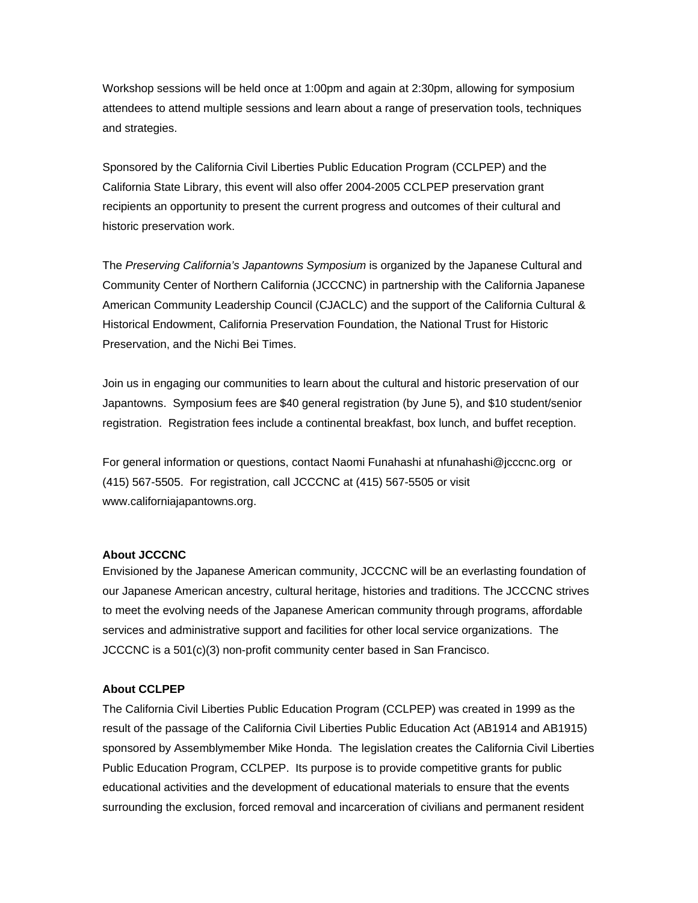Workshop sessions will be held once at 1:00pm and again at 2:30pm, allowing for symposium attendees to attend multiple sessions and learn about a range of preservation tools, techniques and strategies.

Sponsored by the California Civil Liberties Public Education Program (CCLPEP) and the California State Library, this event will also offer 2004-2005 CCLPEP preservation grant recipients an opportunity to present the current progress and outcomes of their cultural and historic preservation work.

The *Preserving California's Japantowns Symposium* is organized by the Japanese Cultural and Community Center of Northern California (JCCCNC) in partnership with the California Japanese American Community Leadership Council (CJACLC) and the support of the California Cultural & Historical Endowment, California Preservation Foundation, the National Trust for Historic Preservation, and the Nichi Bei Times.

Join us in engaging our communities to learn about the cultural and historic preservation of our Japantowns. Symposium fees are $40 general registration (by June 5), and $10 student/senior registration. Registration fees include a continental breakfast, box lunch, and buffet reception.

For general information or questions, contact Naomi Funahashi at nfunahashi@jcccnc.org or (415) 567-5505. For registration, call JCCCNC at (415) 567-5505 or visit www.californiajapantowns.org.

**About JCCCNC**
Envisioned by the Japanese American community, JCCCNC will be an everlasting foundation of our Japanese American ancestry, cultural heritage, histories and traditions. The JCCCNC strives to meet the evolving needs of the Japanese American community through programs, affordable services and administrative support and facilities for other local service organizations. The JCCCNC is a 501(c)(3) non-profit community center based in San Francisco.

**About CCLPEP**
The California Civil Liberties Public Education Program (CCLPEP) was created in 1999 as the result of the passage of the California Civil Liberties Public Education Act (AB1914 and AB1915) sponsored by Assemblymember Mike Honda. The legislation creates the California Civil Liberties Public Education Program, CCLPEP. Its purpose is to provide competitive grants for public educational activities and the development of educational materials to ensure that the events surrounding the exclusion, forced removal and incarceration of civilians and permanent resident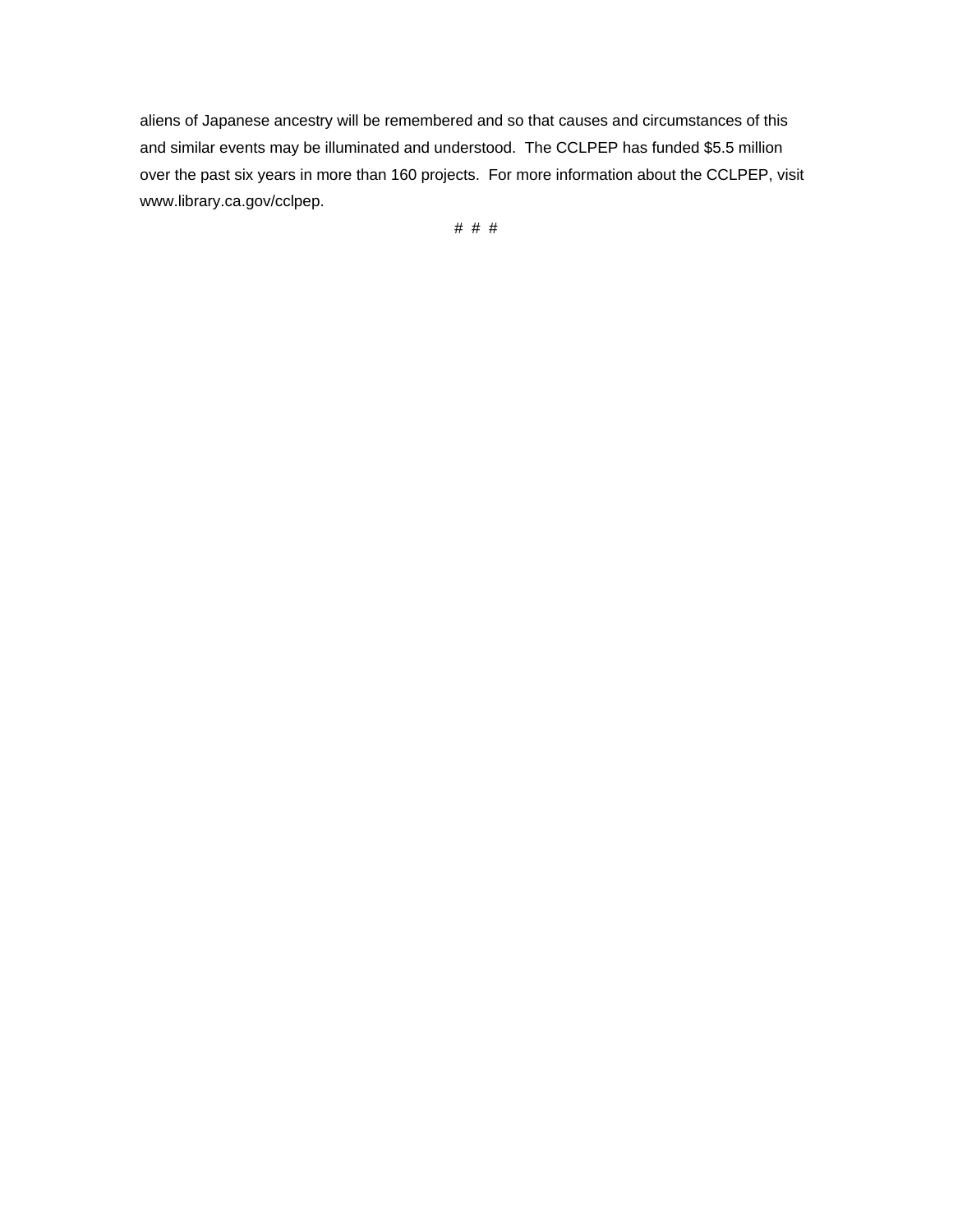aliens of Japanese ancestry will be remembered and so that causes and circumstances of this and similar events may be illuminated and understood. The CCLPEP has funded $5.5 million over the past six years in more than 160 projects. For more information about the CCLPEP, visit www.library.ca.gov/cclpep.

# # #